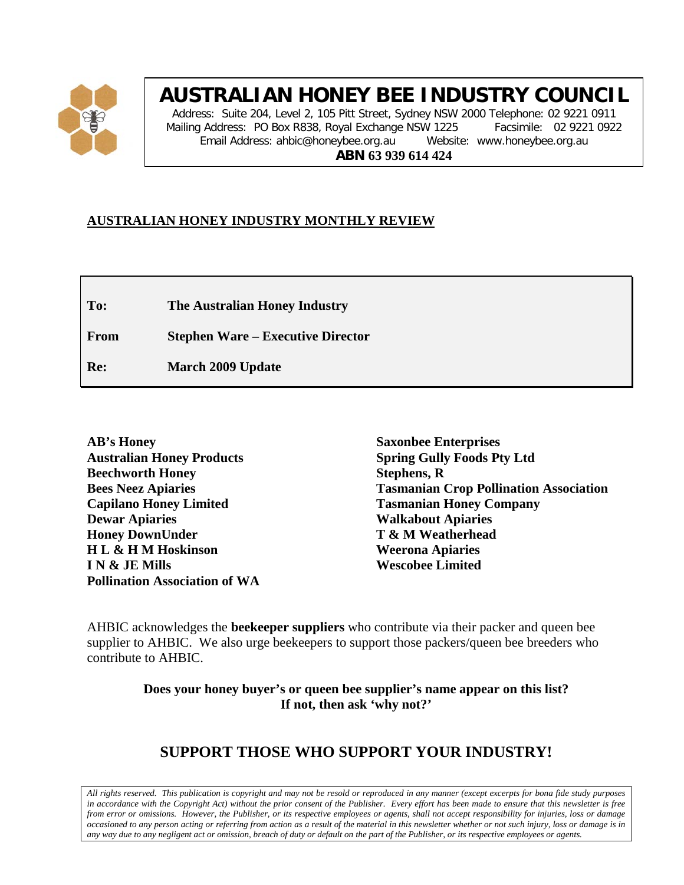# AUSTRALIAN HONEY BEE INDUSTRY COUNCIL

Address: Suite 204, Level 2, 105 Pitt Street, Sydney NSW 2000 Telephone: 02 9221 0911
Mailing Address: PO Box R838, Royal Exchange NSW 1225 Facsimile: 02 9221 0922
Email Address: ahbic@honeybee.org.au Website: www.honeybee.org.au
**ABN 63 939 614 424**

## AUSTRALIAN HONEY INDUSTRY MONTHLY REVIEW

| | |
|---|---|
| **To:** | **The Australian Honey Industry** |
| **From** | **Stephen Ware – Executive Director** |
| **Re:** | **March 2009 Update** |

**AB's Honey**
**Australian Honey Products**
**Beechworth Honey**
**Bees Neez Apiaries**
**Capilano Honey Limited**
**Dewar Apiaries**
**Honey DownUnder**
**H L & H M Hoskinson**
**I N & JE Mills**
**Pollination Association of WA**
**Saxonbee Enterprises**
**Spring Gully Foods Pty Ltd**
**Stephens, R**
**Tasmanian Crop Pollination Association**
**Tasmanian Honey Company**
**Walkabout Apiaries**
**T & M Weatherhead**
**Weerona Apiaries**
**Wescobee Limited**

AHBIC acknowledges the **beekeeper suppliers** who contribute via their packer and queen bee supplier to AHBIC. We also urge beekeepers to support those packers/queen bee breeders who contribute to AHBIC.

**Does your honey buyer's or queen bee supplier's name appear on this list?**
**If not, then ask 'why not?'**

## SUPPORT THOSE WHO SUPPORT YOUR INDUSTRY!

*All rights reserved. This publication is copyright and may not be resold or reproduced in any manner (except excerpts for bona fide study purposes in accordance with the Copyright Act) without the prior consent of the Publisher. Every effort has been made to ensure that this newsletter is free from error or omissions. However, the Publisher, or its respective employees or agents, shall not accept responsibility for injuries, loss or damage occasioned to any person acting or referring from action as a result of the material in this newsletter whether or not such injury, loss or damage is in any way due to any negligent act or omission, breach of duty or default on the part of the Publisher, or its respective employees or agents.*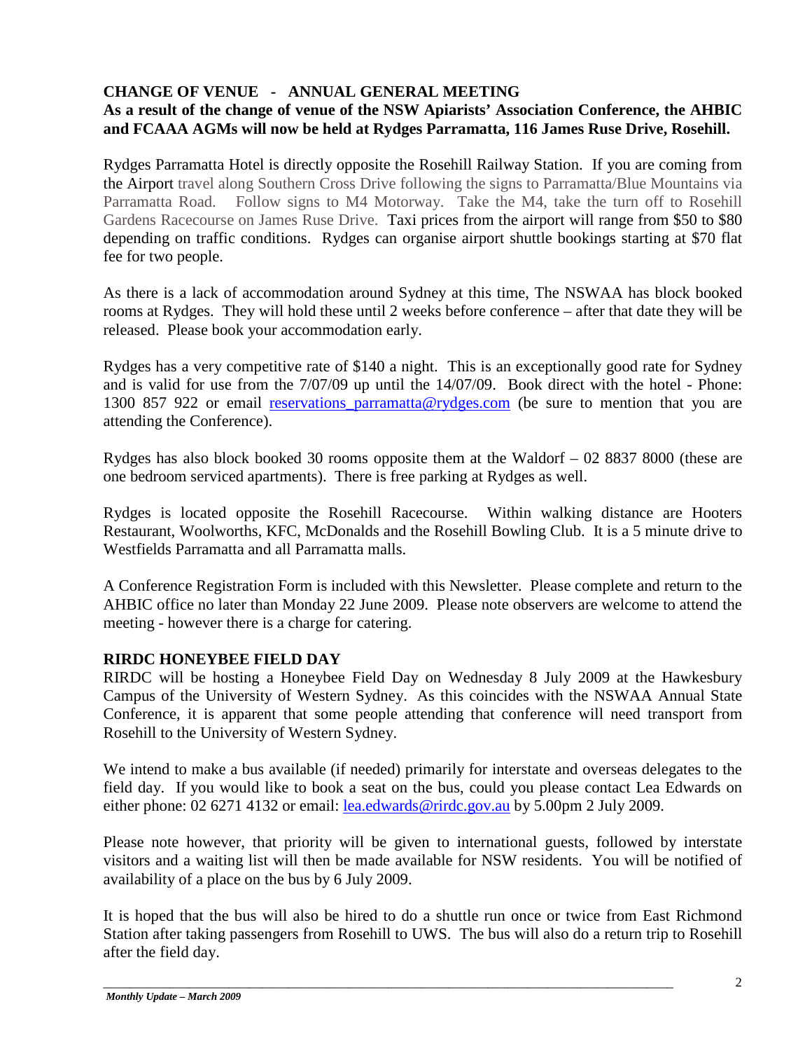## CHANGE OF VENUE - ANNUAL GENERAL MEETING

**As a result of the change of venue of the NSW Apiarists' Association Conference, the AHBIC and FCAAA AGMs will now be held at Rydges Parramatta, 116 James Ruse Drive, Rosehill.**

Rydges Parramatta Hotel is directly opposite the Rosehill Railway Station. If you are coming from the Airport travel along Southern Cross Drive following the signs to Parramatta/Blue Mountains via Parramatta Road. Follow signs to M4 Motorway. Take the M4, take the turn off to Rosehill Gardens Racecourse on James Ruse Drive. Taxi prices from the airport will range from $50 to $80 depending on traffic conditions. Rydges can organise airport shuttle bookings starting at $70 flat fee for two people.

As there is a lack of accommodation around Sydney at this time, The NSWAA has block booked rooms at Rydges. They will hold these until 2 weeks before conference – after that date they will be released. Please book your accommodation early.

Rydges has a very competitive rate of $140 a night. This is an exceptionally good rate for Sydney and is valid for use from the 7/07/09 up until the 14/07/09. Book direct with the hotel - Phone: 1300 857 922 or email reservations_parramatta@rydges.com (be sure to mention that you are attending the Conference).

Rydges has also block booked 30 rooms opposite them at the Waldorf – 02 8837 8000 (these are one bedroom serviced apartments). There is free parking at Rydges as well.

Rydges is located opposite the Rosehill Racecourse. Within walking distance are Hooters Restaurant, Woolworths, KFC, McDonalds and the Rosehill Bowling Club. It is a 5 minute drive to Westfields Parramatta and all Parramatta malls.

A Conference Registration Form is included with this Newsletter. Please complete and return to the AHBIC office no later than Monday 22 June 2009. Please note observers are welcome to attend the meeting - however there is a charge for catering.

## RIRDC HONEYBEE FIELD DAY

RIRDC will be hosting a Honeybee Field Day on Wednesday 8 July 2009 at the Hawkesbury Campus of the University of Western Sydney. As this coincides with the NSWAA Annual State Conference, it is apparent that some people attending that conference will need transport from Rosehill to the University of Western Sydney.

We intend to make a bus available (if needed) primarily for interstate and overseas delegates to the field day. If you would like to book a seat on the bus, could you please contact Lea Edwards on either phone: 02 6271 4132 or email: lea.edwards@rirdc.gov.au by 5.00pm 2 July 2009.

Please note however, that priority will be given to international guests, followed by interstate visitors and a waiting list will then be made available for NSW residents. You will be notified of availability of a place on the bus by 6 July 2009.

It is hoped that the bus will also be hired to do a shuttle run once or twice from East Richmond Station after taking passengers from Rosehill to UWS. The bus will also do a return trip to Rosehill after the field day.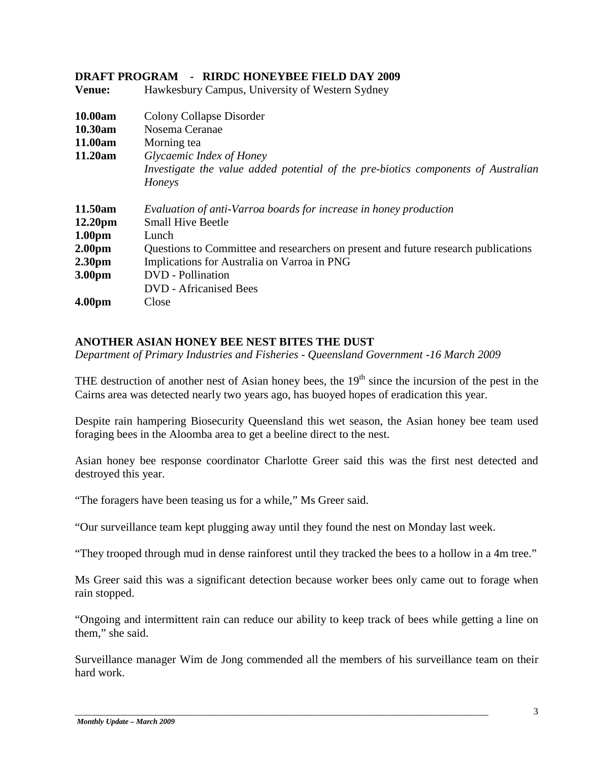## DRAFT PROGRAM - RIRDC HONEYBEE FIELD DAY 2009

**Venue:** Hawkesbury Campus, University of Western Sydney

| | |
|---|---|
| **10.00am** | Colony Collapse Disorder |
| **10.30am** | Nosema Ceranae |
| **11.00am** | Morning tea |
| **11.20am** | *Glycaemic Index of Honey* <br> *Investigate the value added potential of the pre-biotics components of Australian Honeys* |
| **11.50am** | *Evaluation of anti-Varroa boards for increase in honey production* |
| **12.20pm** | Small Hive Beetle |
| **1.00pm** | Lunch |
| **2.00pm** | Questions to Committee and researchers on present and future research publications |
| **2.30pm** | Implications for Australia on Varroa in PNG |
| **3.00pm** | DVD - Pollination <br> DVD - Africanised Bees |
| **4.00pm** | Close |

## ANOTHER ASIAN HONEY BEE NEST BITES THE DUST

*Department of Primary Industries and Fisheries - Queensland Government -16 March 2009*

THE destruction of another nest of Asian honey bees, the 19th since the incursion of the pest in the Cairns area was detected nearly two years ago, has buoyed hopes of eradication this year.

Despite rain hampering Biosecurity Queensland this wet season, the Asian honey bee team used foraging bees in the Aloomba area to get a beeline direct to the nest.

Asian honey bee response coordinator Charlotte Greer said this was the first nest detected and destroyed this year.

"The foragers have been teasing us for a while," Ms Greer said.

"Our surveillance team kept plugging away until they found the nest on Monday last week.

"They trooped through mud in dense rainforest until they tracked the bees to a hollow in a 4m tree."

Ms Greer said this was a significant detection because worker bees only came out to forage when rain stopped.

"Ongoing and intermittent rain can reduce our ability to keep track of bees while getting a line on them," she said.

Surveillance manager Wim de Jong commended all the members of his surveillance team on their hard work.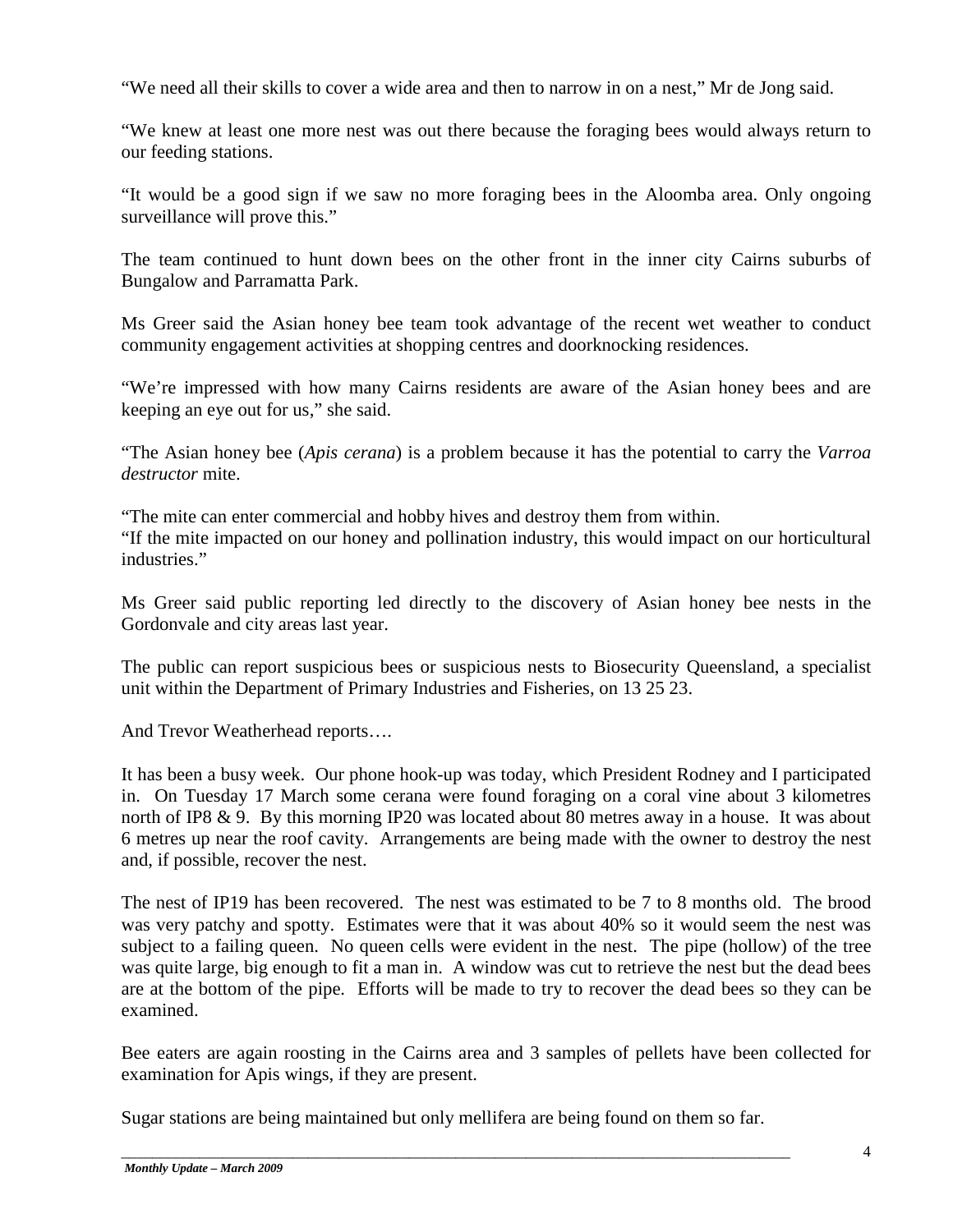"We need all their skills to cover a wide area and then to narrow in on a nest," Mr de Jong said.

"We knew at least one more nest was out there because the foraging bees would always return to our feeding stations.

"It would be a good sign if we saw no more foraging bees in the Aloomba area. Only ongoing surveillance will prove this."

The team continued to hunt down bees on the other front in the inner city Cairns suburbs of Bungalow and Parramatta Park.

Ms Greer said the Asian honey bee team took advantage of the recent wet weather to conduct community engagement activities at shopping centres and doorknocking residences.

"We're impressed with how many Cairns residents are aware of the Asian honey bees and are keeping an eye out for us," she said.

"The Asian honey bee (*Apis cerana*) is a problem because it has the potential to carry the *Varroa destructor* mite.

"The mite can enter commercial and hobby hives and destroy them from within.
"If the mite impacted on our honey and pollination industry, this would impact on our horticultural industries."

Ms Greer said public reporting led directly to the discovery of Asian honey bee nests in the Gordonvale and city areas last year.

The public can report suspicious bees or suspicious nests to Biosecurity Queensland, a specialist unit within the Department of Primary Industries and Fisheries, on 13 25 23.

And Trevor Weatherhead reports….

It has been a busy week. Our phone hook-up was today, which President Rodney and I participated in. On Tuesday 17 March some cerana were found foraging on a coral vine about 3 kilometres north of IP8 & 9. By this morning IP20 was located about 80 metres away in a house. It was about 6 metres up near the roof cavity. Arrangements are being made with the owner to destroy the nest and, if possible, recover the nest.

The nest of IP19 has been recovered. The nest was estimated to be 7 to 8 months old. The brood was very patchy and spotty. Estimates were that it was about 40% so it would seem the nest was subject to a failing queen. No queen cells were evident in the nest. The pipe (hollow) of the tree was quite large, big enough to fit a man in. A window was cut to retrieve the nest but the dead bees are at the bottom of the pipe. Efforts will be made to try to recover the dead bees so they can be examined.

Bee eaters are again roosting in the Cairns area and 3 samples of pellets have been collected for examination for Apis wings, if they are present.

Sugar stations are being maintained but only mellifera are being found on them so far.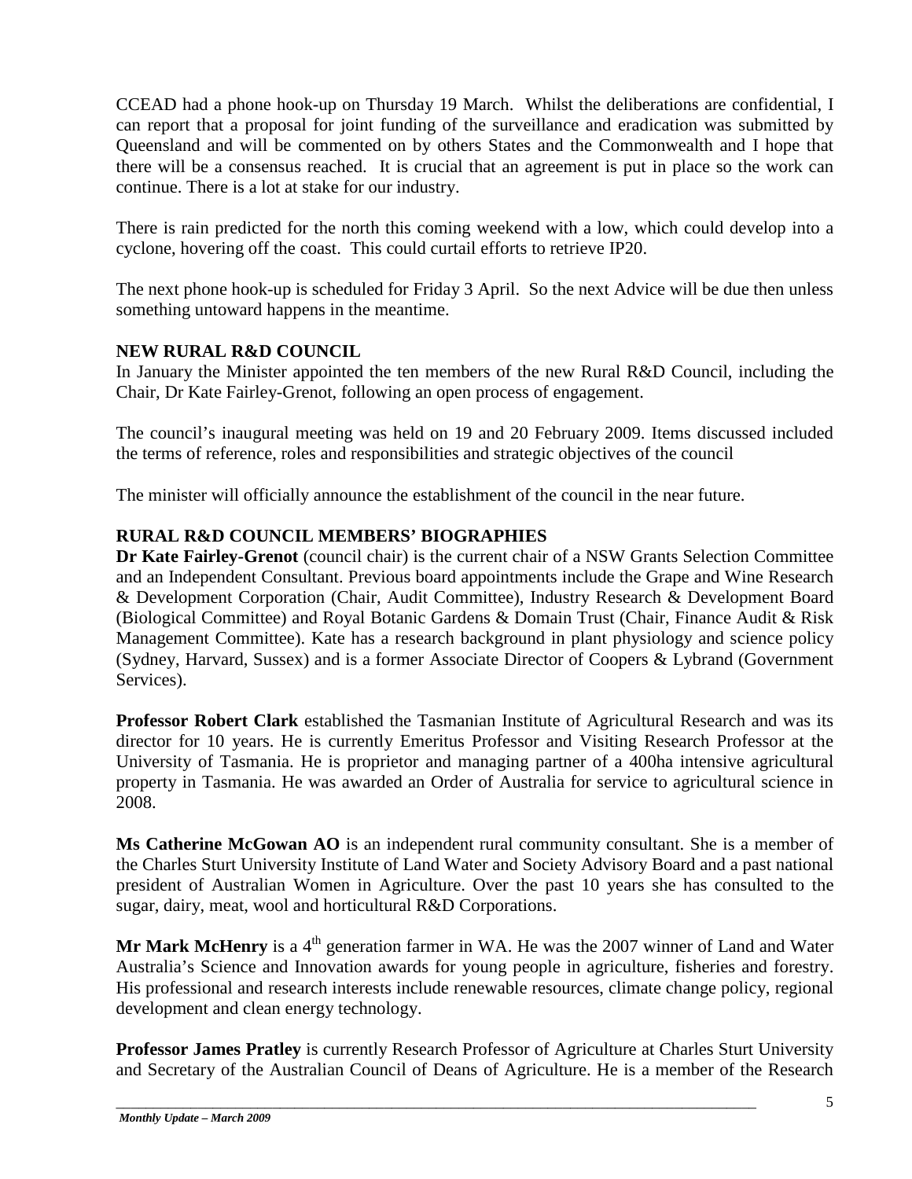CCEAD had a phone hook-up on Thursday 19 March. Whilst the deliberations are confidential, I can report that a proposal for joint funding of the surveillance and eradication was submitted by Queensland and will be commented on by others States and the Commonwealth and I hope that there will be a consensus reached. It is crucial that an agreement is put in place so the work can continue. There is a lot at stake for our industry.

There is rain predicted for the north this coming weekend with a low, which could develop into a cyclone, hovering off the coast. This could curtail efforts to retrieve IP20.

The next phone hook-up is scheduled for Friday 3 April. So the next Advice will be due then unless something untoward happens in the meantime.

## NEW RURAL R&D COUNCIL

In January the Minister appointed the ten members of the new Rural R&D Council, including the Chair, Dr Kate Fairley-Grenot, following an open process of engagement.

The council's inaugural meeting was held on 19 and 20 February 2009. Items discussed included the terms of reference, roles and responsibilities and strategic objectives of the council

The minister will officially announce the establishment of the council in the near future.

## RURAL R&D COUNCIL MEMBERS' BIOGRAPHIES

**Dr Kate Fairley-Grenot** (council chair) is the current chair of a NSW Grants Selection Committee and an Independent Consultant. Previous board appointments include the Grape and Wine Research & Development Corporation (Chair, Audit Committee), Industry Research & Development Board (Biological Committee) and Royal Botanic Gardens & Domain Trust (Chair, Finance Audit & Risk Management Committee). Kate has a research background in plant physiology and science policy (Sydney, Harvard, Sussex) and is a former Associate Director of Coopers & Lybrand (Government Services).

**Professor Robert Clark** established the Tasmanian Institute of Agricultural Research and was its director for 10 years. He is currently Emeritus Professor and Visiting Research Professor at the University of Tasmania. He is proprietor and managing partner of a 400ha intensive agricultural property in Tasmania. He was awarded an Order of Australia for service to agricultural science in 2008.

**Ms Catherine McGowan AO** is an independent rural community consultant. She is a member of the Charles Sturt University Institute of Land Water and Society Advisory Board and a past national president of Australian Women in Agriculture. Over the past 10 years she has consulted to the sugar, dairy, meat, wool and horticultural R&D Corporations.

**Mr Mark McHenry** is a 4th generation farmer in WA. He was the 2007 winner of Land and Water Australia's Science and Innovation awards for young people in agriculture, fisheries and forestry. His professional and research interests include renewable resources, climate change policy, regional development and clean energy technology.

**Professor James Pratley** is currently Research Professor of Agriculture at Charles Sturt University and Secretary of the Australian Council of Deans of Agriculture. He is a member of the Research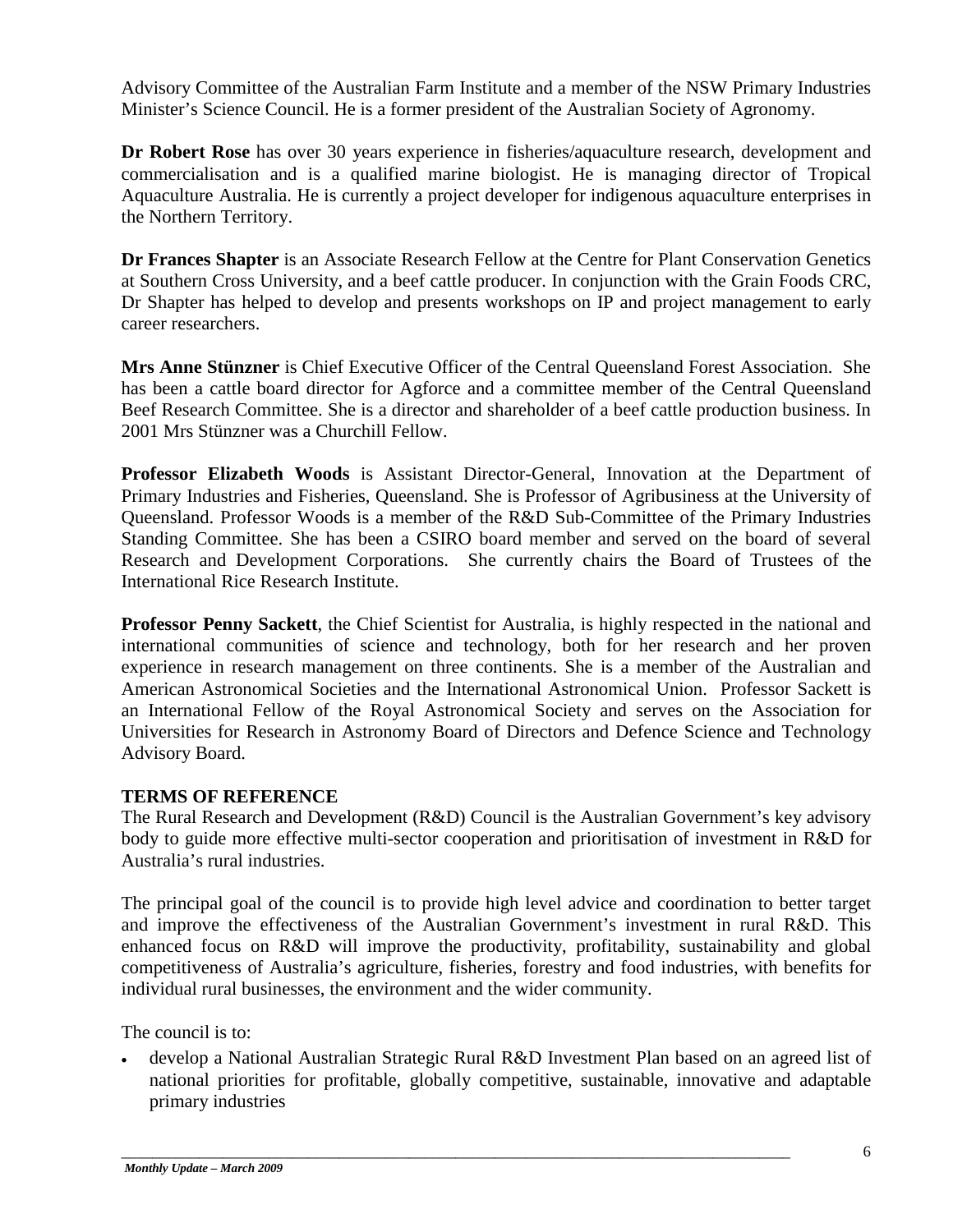Advisory Committee of the Australian Farm Institute and a member of the NSW Primary Industries Minister's Science Council. He is a former president of the Australian Society of Agronomy.

**Dr Robert Rose** has over 30 years experience in fisheries/aquaculture research, development and commercialisation and is a qualified marine biologist. He is managing director of Tropical Aquaculture Australia. He is currently a project developer for indigenous aquaculture enterprises in the Northern Territory.

**Dr Frances Shapter** is an Associate Research Fellow at the Centre for Plant Conservation Genetics at Southern Cross University, and a beef cattle producer. In conjunction with the Grain Foods CRC, Dr Shapter has helped to develop and presents workshops on IP and project management to early career researchers.

**Mrs Anne Stünzner** is Chief Executive Officer of the Central Queensland Forest Association. She has been a cattle board director for Agforce and a committee member of the Central Queensland Beef Research Committee. She is a director and shareholder of a beef cattle production business. In 2001 Mrs Stünzner was a Churchill Fellow.

**Professor Elizabeth Woods** is Assistant Director-General, Innovation at the Department of Primary Industries and Fisheries, Queensland. She is Professor of Agribusiness at the University of Queensland. Professor Woods is a member of the R&D Sub-Committee of the Primary Industries Standing Committee. She has been a CSIRO board member and served on the board of several Research and Development Corporations. She currently chairs the Board of Trustees of the International Rice Research Institute.

**Professor Penny Sackett**, the Chief Scientist for Australia, is highly respected in the national and international communities of science and technology, both for her research and her proven experience in research management on three continents. She is a member of the Australian and American Astronomical Societies and the International Astronomical Union. Professor Sackett is an International Fellow of the Royal Astronomical Society and serves on the Association for Universities for Research in Astronomy Board of Directors and Defence Science and Technology Advisory Board.

## TERMS OF REFERENCE

The Rural Research and Development (R&D) Council is the Australian Government's key advisory body to guide more effective multi-sector cooperation and prioritisation of investment in R&D for Australia's rural industries.

The principal goal of the council is to provide high level advice and coordination to better target and improve the effectiveness of the Australian Government's investment in rural R&D. This enhanced focus on R&D will improve the productivity, profitability, sustainability and global competitiveness of Australia's agriculture, fisheries, forestry and food industries, with benefits for individual rural businesses, the environment and the wider community.

The council is to:

- develop a National Australian Strategic Rural R&D Investment Plan based on an agreed list of national priorities for profitable, globally competitive, sustainable, innovative and adaptable primary industries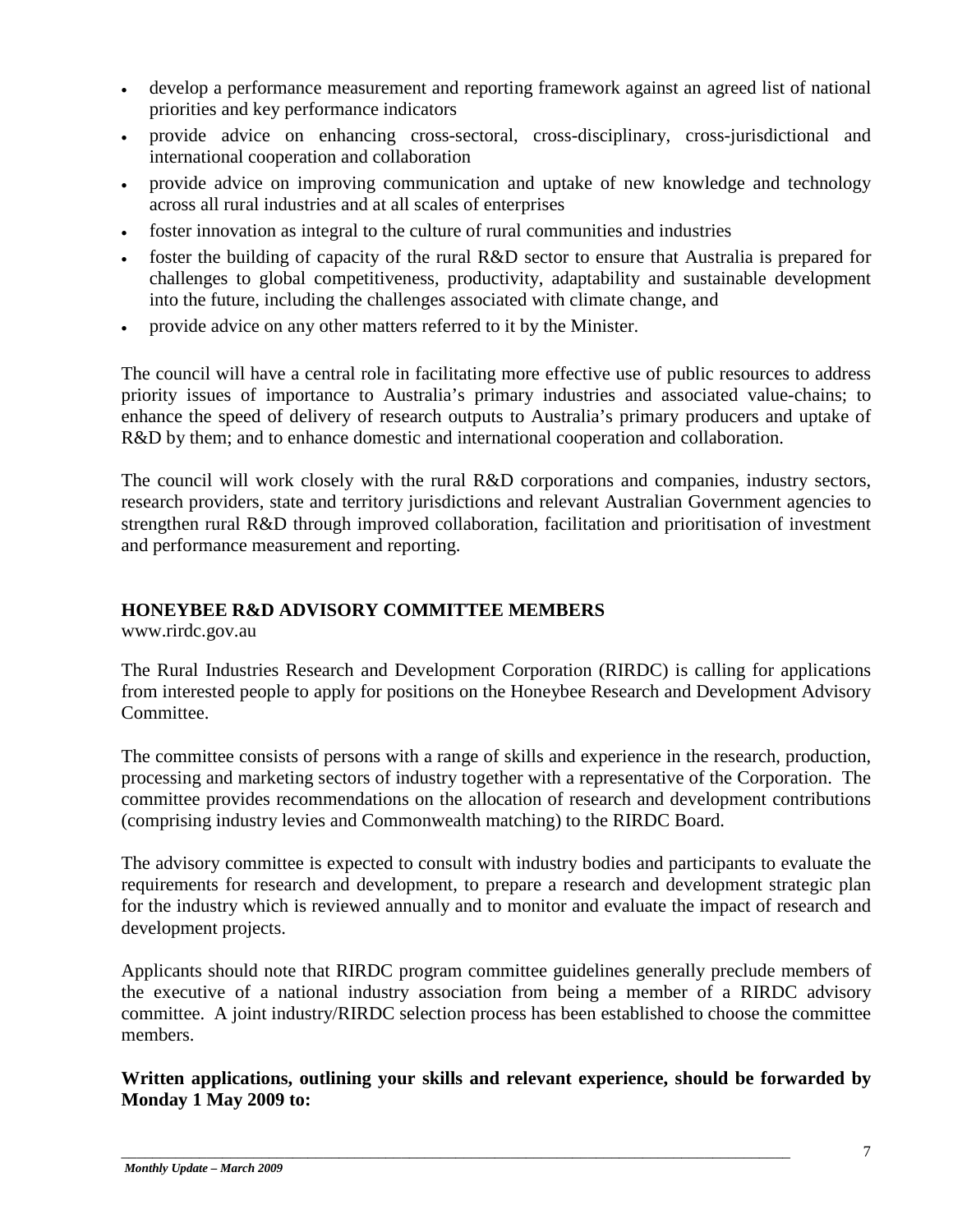- develop a performance measurement and reporting framework against an agreed list of national priorities and key performance indicators
- provide advice on enhancing cross-sectoral, cross-disciplinary, cross-jurisdictional and international cooperation and collaboration
- provide advice on improving communication and uptake of new knowledge and technology across all rural industries and at all scales of enterprises
- foster innovation as integral to the culture of rural communities and industries
- foster the building of capacity of the rural R&D sector to ensure that Australia is prepared for challenges to global competitiveness, productivity, adaptability and sustainable development into the future, including the challenges associated with climate change, and
- provide advice on any other matters referred to it by the Minister.

The council will have a central role in facilitating more effective use of public resources to address priority issues of importance to Australia's primary industries and associated value-chains; to enhance the speed of delivery of research outputs to Australia's primary producers and uptake of R&D by them; and to enhance domestic and international cooperation and collaboration.

The council will work closely with the rural R&D corporations and companies, industry sectors, research providers, state and territory jurisdictions and relevant Australian Government agencies to strengthen rural R&D through improved collaboration, facilitation and prioritisation of investment and performance measurement and reporting.

## HONEYBEE R&D ADVISORY COMMITTEE MEMBERS

www.rirdc.gov.au

The Rural Industries Research and Development Corporation (RIRDC) is calling for applications from interested people to apply for positions on the Honeybee Research and Development Advisory Committee.

The committee consists of persons with a range of skills and experience in the research, production, processing and marketing sectors of industry together with a representative of the Corporation. The committee provides recommendations on the allocation of research and development contributions (comprising industry levies and Commonwealth matching) to the RIRDC Board.

The advisory committee is expected to consult with industry bodies and participants to evaluate the requirements for research and development, to prepare a research and development strategic plan for the industry which is reviewed annually and to monitor and evaluate the impact of research and development projects.

Applicants should note that RIRDC program committee guidelines generally preclude members of the executive of a national industry association from being a member of a RIRDC advisory committee. A joint industry/RIRDC selection process has been established to choose the committee members.

**Written applications, outlining your skills and relevant experience, should be forwarded by Monday 1 May 2009 to:**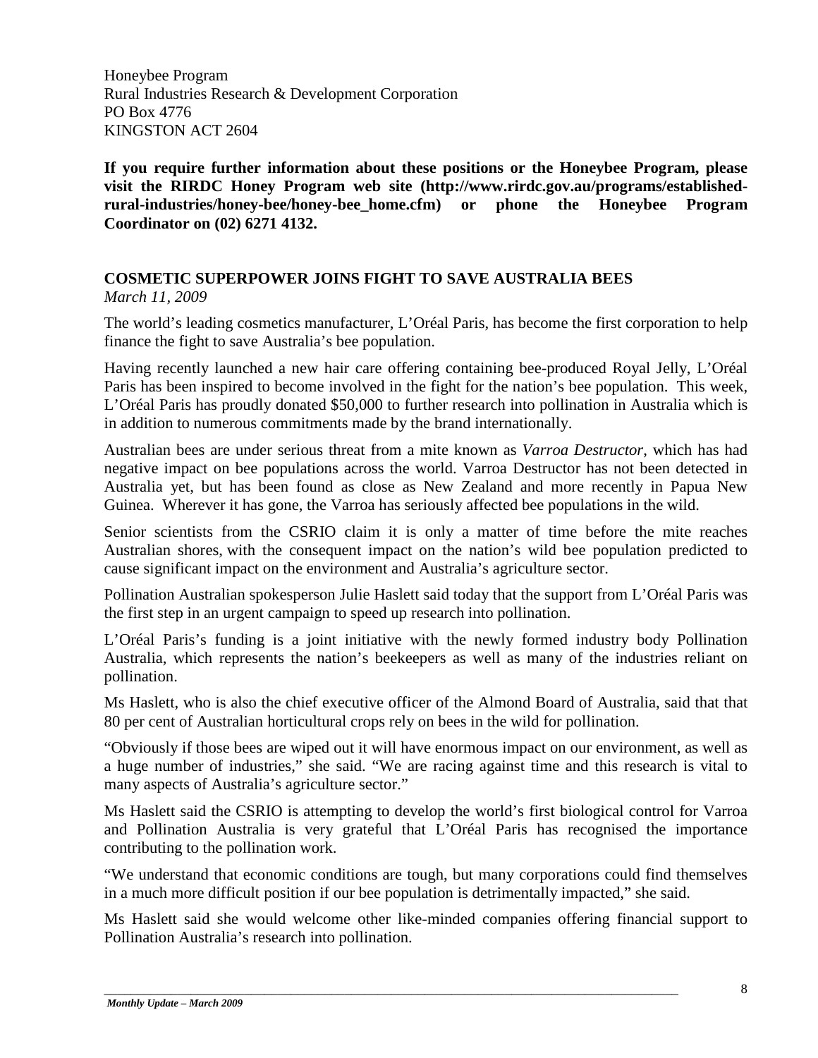Honeybee Program
Rural Industries Research & Development Corporation
PO Box 4776
KINGSTON ACT 2604

**If you require further information about these positions or the Honeybee Program, please visit the RIRDC Honey Program web site (http://www.rirdc.gov.au/programs/established-rural-industries/honey-bee/honey-bee_home.cfm) or phone the Honeybee Program Coordinator on (02) 6271 4132.**

## COSMETIC SUPERPOWER JOINS FIGHT TO SAVE AUSTRALIA BEES

*March 11, 2009*

The world's leading cosmetics manufacturer, L'Oréal Paris, has become the first corporation to help finance the fight to save Australia's bee population.

Having recently launched a new hair care offering containing bee-produced Royal Jelly, L'Oréal Paris has been inspired to become involved in the fight for the nation's bee population. This week, L'Oréal Paris has proudly donated $50,000 to further research into pollination in Australia which is in addition to numerous commitments made by the brand internationally.

Australian bees are under serious threat from a mite known as *Varroa Destructor*, which has had negative impact on bee populations across the world. Varroa Destructor has not been detected in Australia yet, but has been found as close as New Zealand and more recently in Papua New Guinea. Wherever it has gone, the Varroa has seriously affected bee populations in the wild.

Senior scientists from the CSRIO claim it is only a matter of time before the mite reaches Australian shores, with the consequent impact on the nation's wild bee population predicted to cause significant impact on the environment and Australia's agriculture sector.

Pollination Australian spokesperson Julie Haslett said today that the support from L'Oréal Paris was the first step in an urgent campaign to speed up research into pollination.

L'Oréal Paris's funding is a joint initiative with the newly formed industry body Pollination Australia, which represents the nation's beekeepers as well as many of the industries reliant on pollination.

Ms Haslett, who is also the chief executive officer of the Almond Board of Australia, said that that 80 per cent of Australian horticultural crops rely on bees in the wild for pollination.

"Obviously if those bees are wiped out it will have enormous impact on our environment, as well as a huge number of industries," she said. "We are racing against time and this research is vital to many aspects of Australia's agriculture sector."

Ms Haslett said the CSRIO is attempting to develop the world's first biological control for Varroa and Pollination Australia is very grateful that L'Oréal Paris has recognised the importance contributing to the pollination work.

"We understand that economic conditions are tough, but many corporations could find themselves in a much more difficult position if our bee population is detrimentally impacted," she said.

Ms Haslett said she would welcome other like-minded companies offering financial support to Pollination Australia's research into pollination.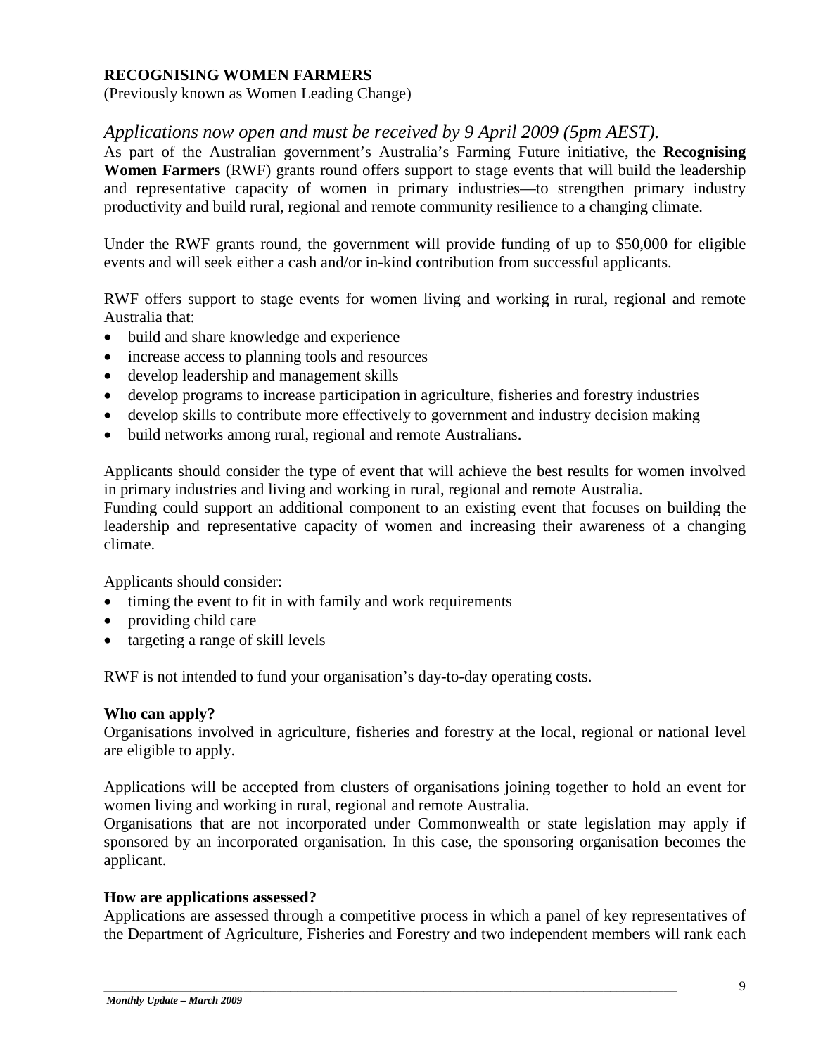**RECOGNISING WOMEN FARMERS**
(Previously known as Women Leading Change)

*Applications now open and must be received by 9 April 2009 (5pm AEST).*

As part of the Australian government's Australia's Farming Future initiative, the **Recognising Women Farmers** (RWF) grants round offers support to stage events that will build the leadership and representative capacity of women in primary industries—to strengthen primary industry productivity and build rural, regional and remote community resilience to a changing climate.

Under the RWF grants round, the government will provide funding of up to $50,000 for eligible events and will seek either a cash and/or in-kind contribution from successful applicants.

RWF offers support to stage events for women living and working in rural, regional and remote Australia that:

- build and share knowledge and experience
- increase access to planning tools and resources
- develop leadership and management skills
- develop programs to increase participation in agriculture, fisheries and forestry industries
- develop skills to contribute more effectively to government and industry decision making
- build networks among rural, regional and remote Australians.

Applicants should consider the type of event that will achieve the best results for women involved in primary industries and living and working in rural, regional and remote Australia.
Funding could support an additional component to an existing event that focuses on building the leadership and representative capacity of women and increasing their awareness of a changing climate.

Applicants should consider:

- timing the event to fit in with family and work requirements
- providing child care
- targeting a range of skill levels

RWF is not intended to fund your organisation's day-to-day operating costs.

**Who can apply?**

Organisations involved in agriculture, fisheries and forestry at the local, regional or national level are eligible to apply.

Applications will be accepted from clusters of organisations joining together to hold an event for women living and working in rural, regional and remote Australia.
Organisations that are not incorporated under Commonwealth or state legislation may apply if sponsored by an incorporated organisation. In this case, the sponsoring organisation becomes the applicant.

**How are applications assessed?**

Applications are assessed through a competitive process in which a panel of key representatives of the Department of Agriculture, Fisheries and Forestry and two independent members will rank each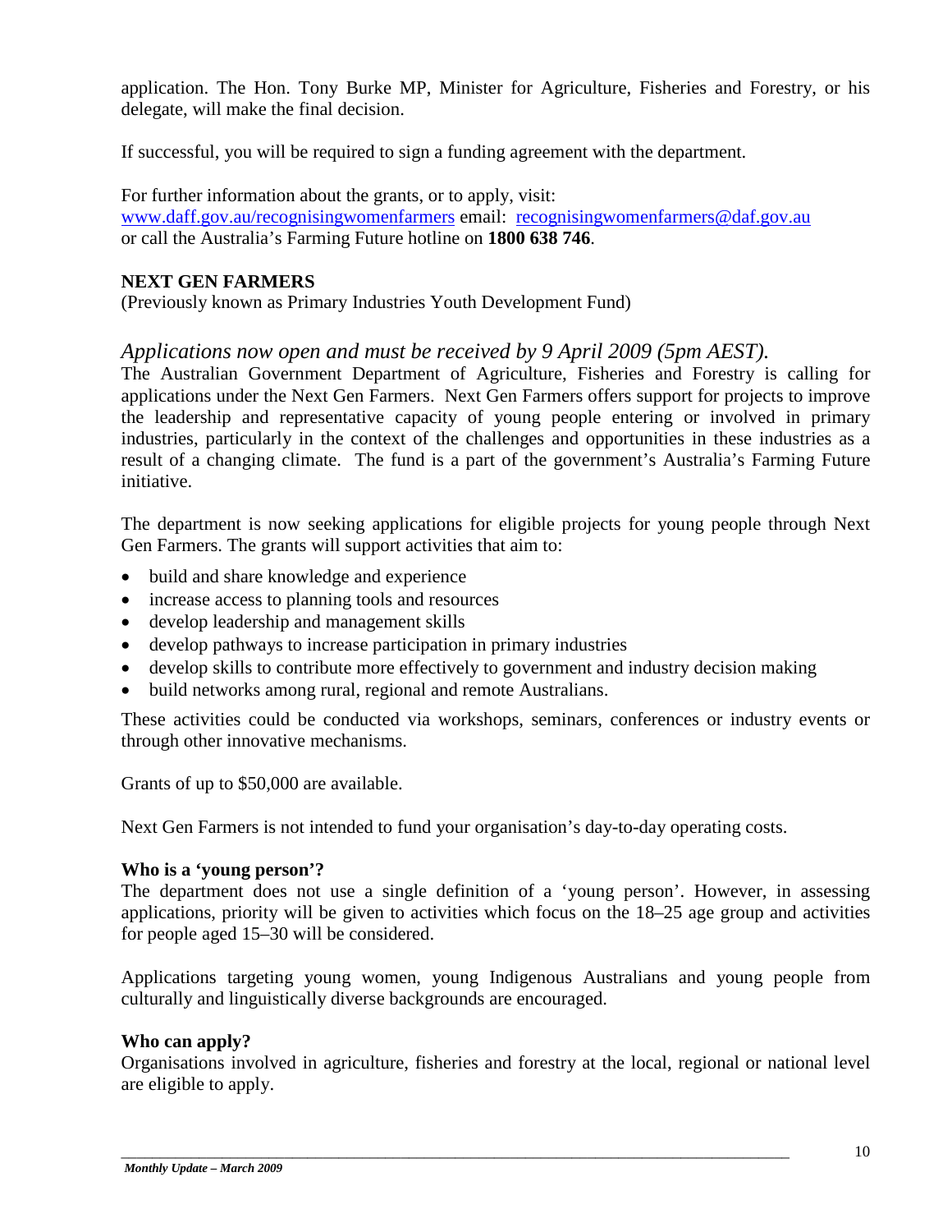application. The Hon. Tony Burke MP, Minister for Agriculture, Fisheries and Forestry, or his delegate, will make the final decision.

If successful, you will be required to sign a funding agreement with the department.

For further information about the grants, or to apply, visit:
www.daff.gov.au/recognisingwomenfarmers email: recognisingwomenfarmers@daf.gov.au
or call the Australia's Farming Future hotline on **1800 638 746**.

**NEXT GEN FARMERS**
(Previously known as Primary Industries Youth Development Fund)

*Applications now open and must be received by 9 April 2009 (5pm AEST).*
The Australian Government Department of Agriculture, Fisheries and Forestry is calling for applications under the Next Gen Farmers. Next Gen Farmers offers support for projects to improve the leadership and representative capacity of young people entering or involved in primary industries, particularly in the context of the challenges and opportunities in these industries as a result of a changing climate. The fund is a part of the government's Australia's Farming Future initiative.

The department is now seeking applications for eligible projects for young people through Next Gen Farmers. The grants will support activities that aim to:

- build and share knowledge and experience
- increase access to planning tools and resources
- develop leadership and management skills
- develop pathways to increase participation in primary industries
- develop skills to contribute more effectively to government and industry decision making
- build networks among rural, regional and remote Australians.

These activities could be conducted via workshops, seminars, conferences or industry events or through other innovative mechanisms.

Grants of up to $50,000 are available.

Next Gen Farmers is not intended to fund your organisation's day-to-day operating costs.

**Who is a 'young person'?**
The department does not use a single definition of a 'young person'. However, in assessing applications, priority will be given to activities which focus on the 18–25 age group and activities for people aged 15–30 will be considered.

Applications targeting young women, young Indigenous Australians and young people from culturally and linguistically diverse backgrounds are encouraged.

**Who can apply?**
Organisations involved in agriculture, fisheries and forestry at the local, regional or national level are eligible to apply.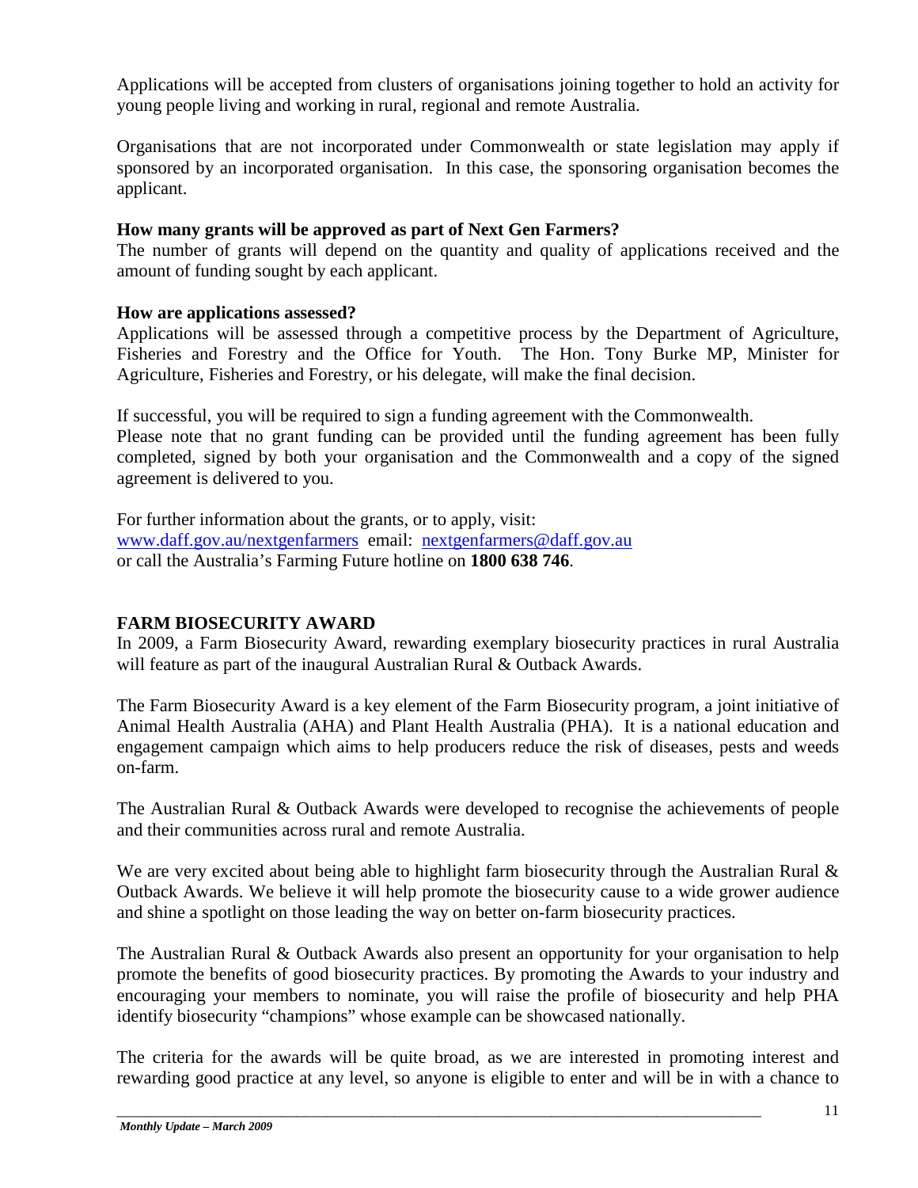Applications will be accepted from clusters of organisations joining together to hold an activity for young people living and working in rural, regional and remote Australia.

Organisations that are not incorporated under Commonwealth or state legislation may apply if sponsored by an incorporated organisation. In this case, the sponsoring organisation becomes the applicant.

**How many grants will be approved as part of Next Gen Farmers?**
The number of grants will depend on the quantity and quality of applications received and the amount of funding sought by each applicant.

**How are applications assessed?**
Applications will be assessed through a competitive process by the Department of Agriculture, Fisheries and Forestry and the Office for Youth. The Hon. Tony Burke MP, Minister for Agriculture, Fisheries and Forestry, or his delegate, will make the final decision.

If successful, you will be required to sign a funding agreement with the Commonwealth.
Please note that no grant funding can be provided until the funding agreement has been fully completed, signed by both your organisation and the Commonwealth and a copy of the signed agreement is delivered to you.

For further information about the grants, or to apply, visit:
[www.daff.gov.au/nextgenfarmers](http://www.daff.gov.au/nextgenfarmers) email: [nextgenfarmers@daff.gov.au](mailto:nextgenfarmers@daff.gov.au)
or call the Australia's Farming Future hotline on **1800 638 746**.

## FARM BIOSECURITY AWARD

In 2009, a Farm Biosecurity Award, rewarding exemplary biosecurity practices in rural Australia will feature as part of the inaugural Australian Rural & Outback Awards.

The Farm Biosecurity Award is a key element of the Farm Biosecurity program, a joint initiative of Animal Health Australia (AHA) and Plant Health Australia (PHA). It is a national education and engagement campaign which aims to help producers reduce the risk of diseases, pests and weeds on-farm.

The Australian Rural & Outback Awards were developed to recognise the achievements of people and their communities across rural and remote Australia.

We are very excited about being able to highlight farm biosecurity through the Australian Rural & Outback Awards. We believe it will help promote the biosecurity cause to a wide grower audience and shine a spotlight on those leading the way on better on-farm biosecurity practices.

The Australian Rural & Outback Awards also present an opportunity for your organisation to help promote the benefits of good biosecurity practices. By promoting the Awards to your industry and encouraging your members to nominate, you will raise the profile of biosecurity and help PHA identify biosecurity "champions" whose example can be showcased nationally.

The criteria for the awards will be quite broad, as we are interested in promoting interest and rewarding good practice at any level, so anyone is eligible to enter and will be in with a chance to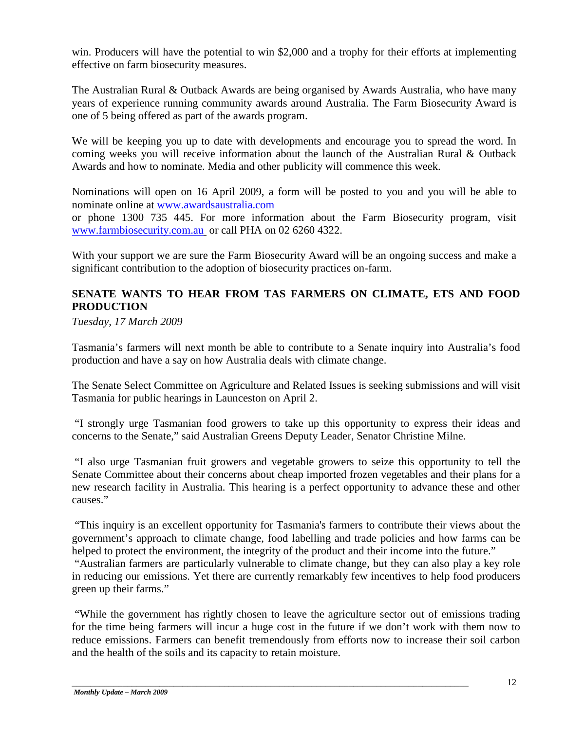win. Producers will have the potential to win $2,000 and a trophy for their efforts at implementing effective on farm biosecurity measures.

The Australian Rural & Outback Awards are being organised by Awards Australia, who have many years of experience running community awards around Australia. The Farm Biosecurity Award is one of 5 being offered as part of the awards program.

We will be keeping you up to date with developments and encourage you to spread the word. In coming weeks you will receive information about the launch of the Australian Rural & Outback Awards and how to nominate. Media and other publicity will commence this week.

Nominations will open on 16 April 2009, a form will be posted to you and you will be able to nominate online at [www.awardsaustralia.com](www.awardsaustralia.com)
or phone 1300 735 445. For more information about the Farm Biosecurity program, visit [www.farmbiosecurity.com.au](www.farmbiosecurity.com.au) or call PHA on 02 6260 4322.

With your support we are sure the Farm Biosecurity Award will be an ongoing success and make a significant contribution to the adoption of biosecurity practices on-farm.

## SENATE WANTS TO HEAR FROM TAS FARMERS ON CLIMATE, ETS AND FOOD PRODUCTION

*Tuesday, 17 March 2009*

Tasmania's farmers will next month be able to contribute to a Senate inquiry into Australia's food production and have a say on how Australia deals with climate change.

The Senate Select Committee on Agriculture and Related Issues is seeking submissions and will visit Tasmania for public hearings in Launceston on April 2.

"I strongly urge Tasmanian food growers to take up this opportunity to express their ideas and concerns to the Senate," said Australian Greens Deputy Leader, Senator Christine Milne.

"I also urge Tasmanian fruit growers and vegetable growers to seize this opportunity to tell the Senate Committee about their concerns about cheap imported frozen vegetables and their plans for a new research facility in Australia. This hearing is a perfect opportunity to advance these and other causes."

"This inquiry is an excellent opportunity for Tasmania's farmers to contribute their views about the government's approach to climate change, food labelling and trade policies and how farms can be helped to protect the environment, the integrity of the product and their income into the future."

"Australian farmers are particularly vulnerable to climate change, but they can also play a key role in reducing our emissions. Yet there are currently remarkably few incentives to help food producers green up their farms."

"While the government has rightly chosen to leave the agriculture sector out of emissions trading for the time being farmers will incur a huge cost in the future if we don't work with them now to reduce emissions. Farmers can benefit tremendously from efforts now to increase their soil carbon and the health of the soils and its capacity to retain moisture.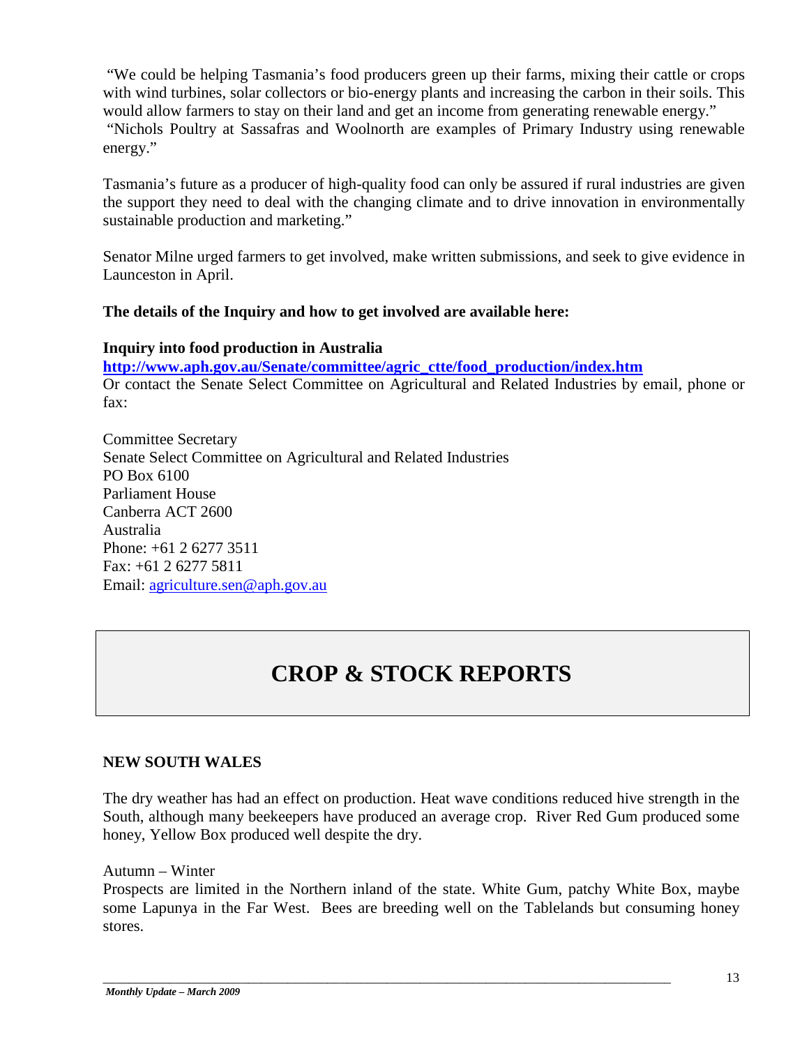"We could be helping Tasmania's food producers green up their farms, mixing their cattle or crops with wind turbines, solar collectors or bio-energy plants and increasing the carbon in their soils. This would allow farmers to stay on their land and get an income from generating renewable energy."
"Nichols Poultry at Sassafras and Woolnorth are examples of Primary Industry using renewable energy."

Tasmania's future as a producer of high-quality food can only be assured if rural industries are given the support they need to deal with the changing climate and to drive innovation in environmentally sustainable production and marketing."

Senator Milne urged farmers to get involved, make written submissions, and seek to give evidence in Launceston in April.

**The details of the Inquiry and how to get involved are available here:**

**Inquiry into food production in Australia**
**http://www.aph.gov.au/Senate/committee/agric_ctte/food_production/index.htm**
Or contact the Senate Select Committee on Agricultural and Related Industries by email, phone or fax:

Committee Secretary
Senate Select Committee on Agricultural and Related Industries
PO Box 6100
Parliament House
Canberra ACT 2600
Australia
Phone: +61 2 6277 3511
Fax: +61 2 6277 5811
Email: agriculture.sen@aph.gov.au

# CROP & STOCK REPORTS

## NEW SOUTH WALES

The dry weather has had an effect on production. Heat wave conditions reduced hive strength in the South, although many beekeepers have produced an average crop. River Red Gum produced some honey, Yellow Box produced well despite the dry.

Autumn – Winter
Prospects are limited in the Northern inland of the state. White Gum, patchy White Box, maybe some Lapunya in the Far West. Bees are breeding well on the Tablelands but consuming honey stores.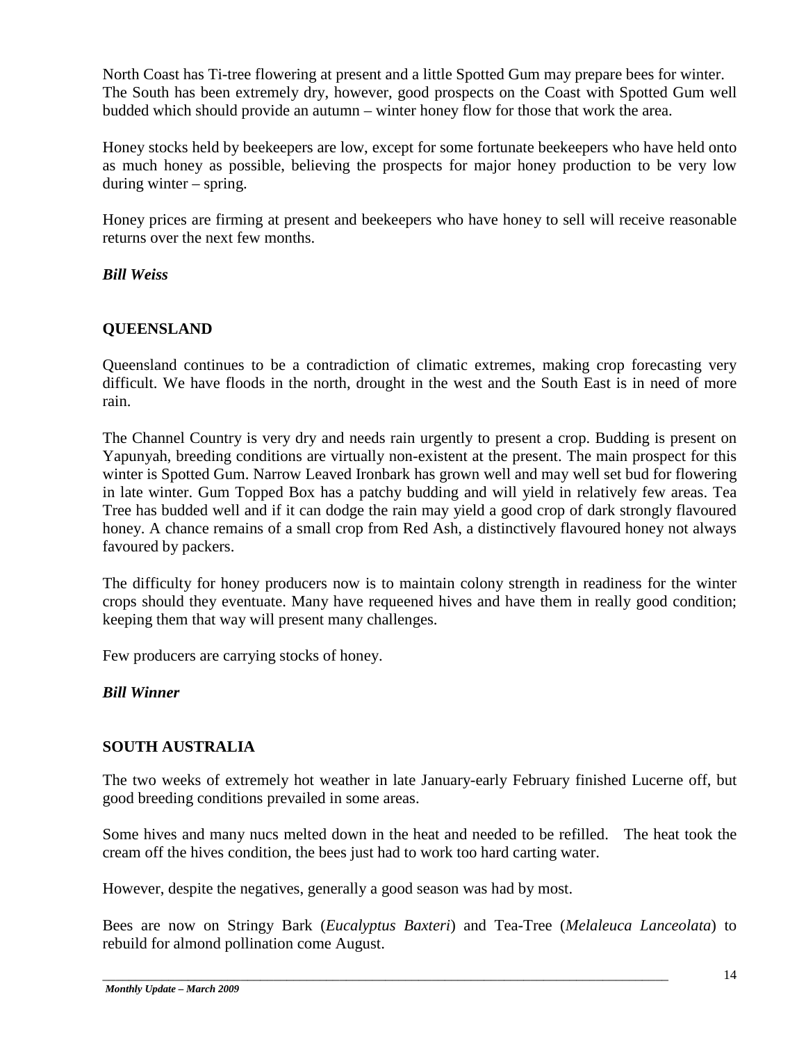North Coast has Ti-tree flowering at present and a little Spotted Gum may prepare bees for winter. The South has been extremely dry, however, good prospects on the Coast with Spotted Gum well budded which should provide an autumn – winter honey flow for those that work the area.

Honey stocks held by beekeepers are low, except for some fortunate beekeepers who have held onto as much honey as possible, believing the prospects for major honey production to be very low during winter – spring.

Honey prices are firming at present and beekeepers who have honey to sell will receive reasonable returns over the next few months.

***Bill Weiss***

## QUEENSLAND

Queensland continues to be a contradiction of climatic extremes, making crop forecasting very difficult. We have floods in the north, drought in the west and the South East is in need of more rain.

The Channel Country is very dry and needs rain urgently to present a crop. Budding is present on Yapunyah, breeding conditions are virtually non-existent at the present. The main prospect for this winter is Spotted Gum. Narrow Leaved Ironbark has grown well and may well set bud for flowering in late winter. Gum Topped Box has a patchy budding and will yield in relatively few areas. Tea Tree has budded well and if it can dodge the rain may yield a good crop of dark strongly flavoured honey. A chance remains of a small crop from Red Ash, a distinctively flavoured honey not always favoured by packers.

The difficulty for honey producers now is to maintain colony strength in readiness for the winter crops should they eventuate. Many have requeened hives and have them in really good condition; keeping them that way will present many challenges.

Few producers are carrying stocks of honey.

***Bill Winner***

## SOUTH AUSTRALIA

The two weeks of extremely hot weather in late January-early February finished Lucerne off, but good breeding conditions prevailed in some areas.

Some hives and many nucs melted down in the heat and needed to be refilled. The heat took the cream off the hives condition, the bees just had to work too hard carting water.

However, despite the negatives, generally a good season was had by most.

Bees are now on Stringy Bark (*Eucalyptus Baxteri*) and Tea-Tree (*Melaleuca Lanceolata*) to rebuild for almond pollination come August.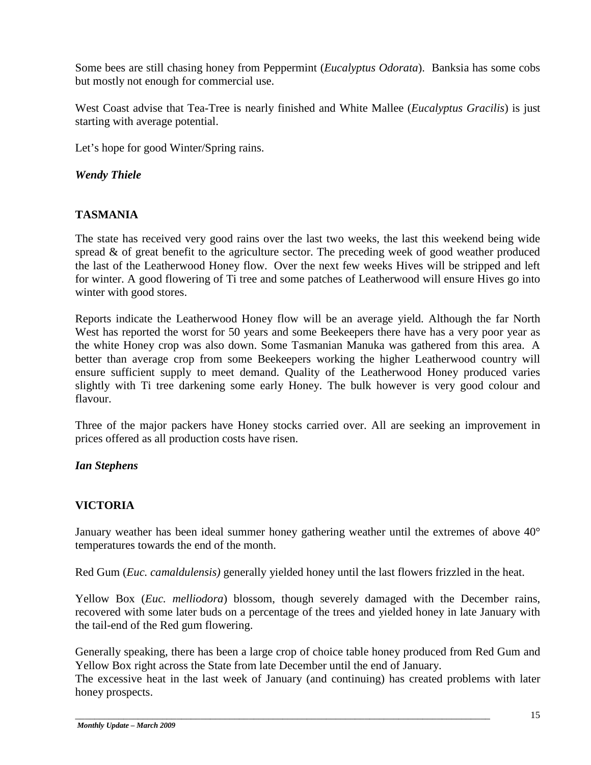Some bees are still chasing honey from Peppermint (*Eucalyptus Odorata*). Banksia has some cobs but mostly not enough for commercial use.

West Coast advise that Tea-Tree is nearly finished and White Mallee (*Eucalyptus Gracilis*) is just starting with average potential.

Let's hope for good Winter/Spring rains.

***Wendy Thiele***

## TASMANIA

The state has received very good rains over the last two weeks, the last this weekend being wide spread & of great benefit to the agriculture sector. The preceding week of good weather produced the last of the Leatherwood Honey flow. Over the next few weeks Hives will be stripped and left for winter. A good flowering of Ti tree and some patches of Leatherwood will ensure Hives go into winter with good stores.

Reports indicate the Leatherwood Honey flow will be an average yield. Although the far North West has reported the worst for 50 years and some Beekeepers there have has a very poor year as the white Honey crop was also down. Some Tasmanian Manuka was gathered from this area. A better than average crop from some Beekeepers working the higher Leatherwood country will ensure sufficient supply to meet demand. Quality of the Leatherwood Honey produced varies slightly with Ti tree darkening some early Honey. The bulk however is very good colour and flavour.

Three of the major packers have Honey stocks carried over. All are seeking an improvement in prices offered as all production costs have risen.

***Ian Stephens***

## VICTORIA

January weather has been ideal summer honey gathering weather until the extremes of above 40° temperatures towards the end of the month.

Red Gum (*Euc. camaldulensis)* generally yielded honey until the last flowers frizzled in the heat.

Yellow Box (*Euc. melliodora*) blossom, though severely damaged with the December rains, recovered with some later buds on a percentage of the trees and yielded honey in late January with the tail-end of the Red gum flowering.

Generally speaking, there has been a large crop of choice table honey produced from Red Gum and Yellow Box right across the State from late December until the end of January.
The excessive heat in the last week of January (and continuing) has created problems with later honey prospects.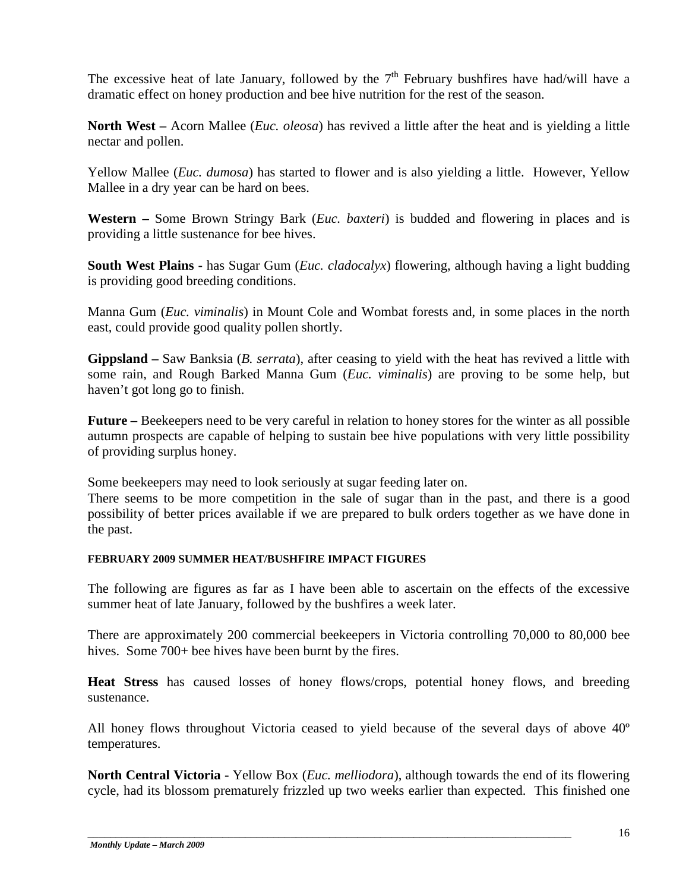The excessive heat of late January, followed by the 7th February bushfires have had/will have a dramatic effect on honey production and bee hive nutrition for the rest of the season.

**North West –** Acorn Mallee (*Euc. oleosa*) has revived a little after the heat and is yielding a little nectar and pollen.

Yellow Mallee (*Euc. dumosa*) has started to flower and is also yielding a little. However, Yellow Mallee in a dry year can be hard on bees.

**Western –** Some Brown Stringy Bark (*Euc. baxteri*) is budded and flowering in places and is providing a little sustenance for bee hives.

**South West Plains** - has Sugar Gum (*Euc. cladocalyx*) flowering, although having a light budding is providing good breeding conditions.

Manna Gum (*Euc. viminalis*) in Mount Cole and Wombat forests and, in some places in the north east, could provide good quality pollen shortly.

**Gippsland –** Saw Banksia (*B. serrata*), after ceasing to yield with the heat has revived a little with some rain, and Rough Barked Manna Gum (*Euc. viminalis*) are proving to be some help, but haven't got long go to finish.

**Future –** Beekeepers need to be very careful in relation to honey stores for the winter as all possible autumn prospects are capable of helping to sustain bee hive populations with very little possibility of providing surplus honey.

Some beekeepers may need to look seriously at sugar feeding later on.
There seems to be more competition in the sale of sugar than in the past, and there is a good possibility of better prices available if we are prepared to bulk orders together as we have done in the past.

#### FEBRUARY 2009 SUMMER HEAT/BUSHFIRE IMPACT FIGURES

The following are figures as far as I have been able to ascertain on the effects of the excessive summer heat of late January, followed by the bushfires a week later.

There are approximately 200 commercial beekeepers in Victoria controlling 70,000 to 80,000 bee hives. Some 700+ bee hives have been burnt by the fires.

**Heat Stress** has caused losses of honey flows/crops, potential honey flows, and breeding sustenance.

All honey flows throughout Victoria ceased to yield because of the several days of above 40º temperatures.

**North Central Victoria -** Yellow Box (*Euc. melliodora*), although towards the end of its flowering cycle, had its blossom prematurely frizzled up two weeks earlier than expected. This finished one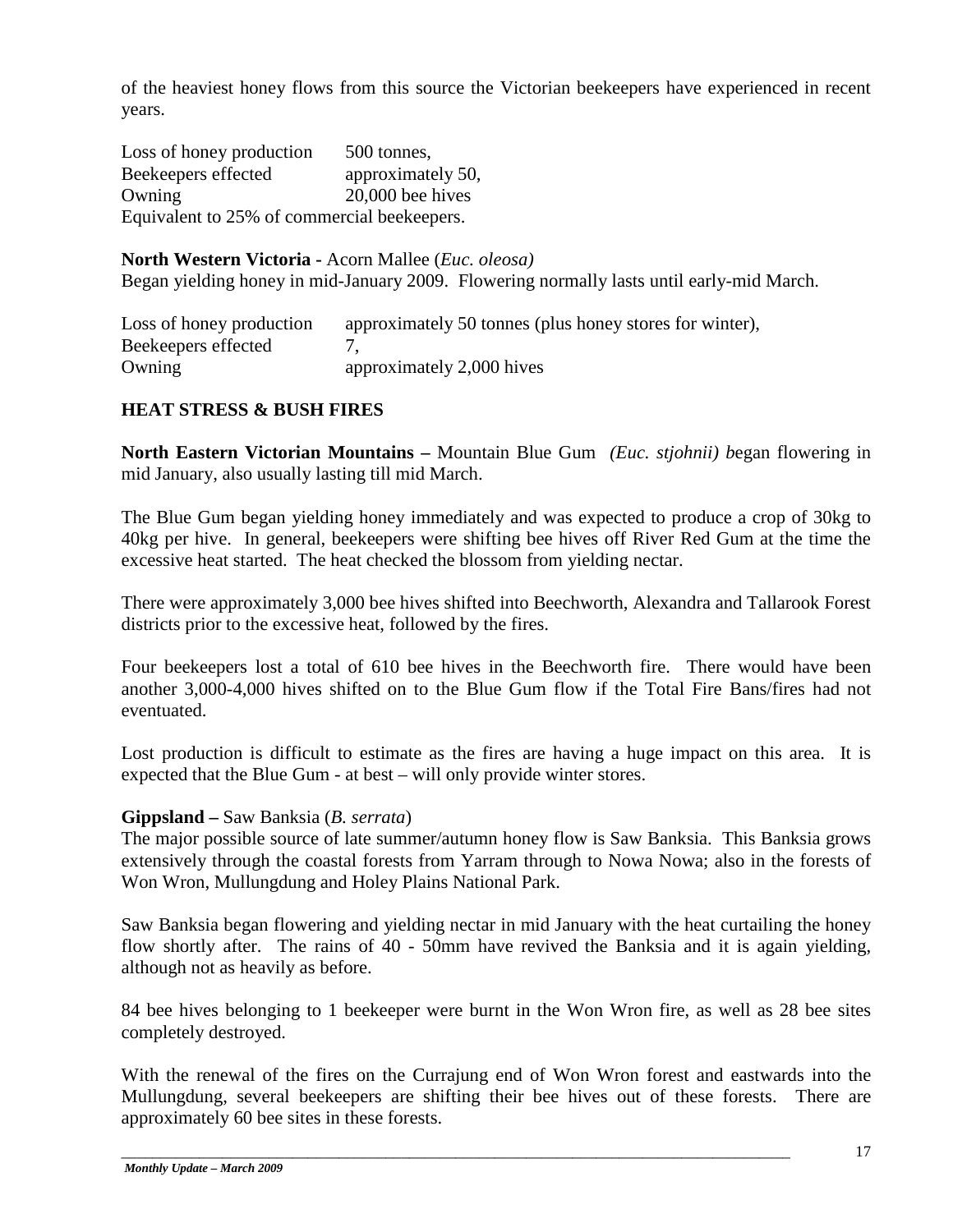of the heaviest honey flows from this source the Victorian beekeepers have experienced in recent years.

| | |
|---|---|
| Loss of honey production | 500 tonnes, |
| Beekeepers effected | approximately 50, |
| Owning | 20,000 bee hives |

Equivalent to 25% of commercial beekeepers.

**North Western Victoria -** Acorn Mallee (*Euc. oleosa)*
Began yielding honey in mid-January 2009. Flowering normally lasts until early-mid March.

| | |
|---|---|
| Loss of honey production | approximately 50 tonnes (plus honey stores for winter), |
| Beekeepers effected | 7, |
| Owning | approximately 2,000 hives |

## HEAT STRESS & BUSH FIRES

**North Eastern Victorian Mountains –** Mountain Blue Gum *(Euc. stjohnii) b*egan flowering in mid January, also usually lasting till mid March.

The Blue Gum began yielding honey immediately and was expected to produce a crop of 30kg to 40kg per hive. In general, beekeepers were shifting bee hives off River Red Gum at the time the excessive heat started. The heat checked the blossom from yielding nectar.

There were approximately 3,000 bee hives shifted into Beechworth, Alexandra and Tallarook Forest districts prior to the excessive heat, followed by the fires.

Four beekeepers lost a total of 610 bee hives in the Beechworth fire. There would have been another 3,000-4,000 hives shifted on to the Blue Gum flow if the Total Fire Bans/fires had not eventuated.

Lost production is difficult to estimate as the fires are having a huge impact on this area. It is expected that the Blue Gum - at best – will only provide winter stores.

**Gippsland –** Saw Banksia (*B. serrata*)
The major possible source of late summer/autumn honey flow is Saw Banksia. This Banksia grows extensively through the coastal forests from Yarram through to Nowa Nowa; also in the forests of Won Wron, Mullungdung and Holey Plains National Park.

Saw Banksia began flowering and yielding nectar in mid January with the heat curtailing the honey flow shortly after. The rains of 40 - 50mm have revived the Banksia and it is again yielding, although not as heavily as before.

84 bee hives belonging to 1 beekeeper were burnt in the Won Wron fire, as well as 28 bee sites completely destroyed.

With the renewal of the fires on the Currajung end of Won Wron forest and eastwards into the Mullungdung, several beekeepers are shifting their bee hives out of these forests. There are approximately 60 bee sites in these forests.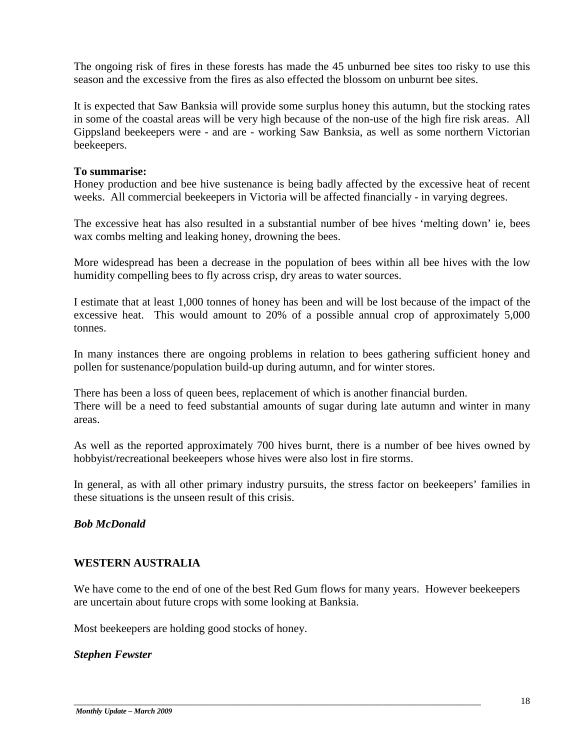The ongoing risk of fires in these forests has made the 45 unburned bee sites too risky to use this season and the excessive from the fires as also effected the blossom on unburnt bee sites.

It is expected that Saw Banksia will provide some surplus honey this autumn, but the stocking rates in some of the coastal areas will be very high because of the non-use of the high fire risk areas. All Gippsland beekeepers were - and are - working Saw Banksia, as well as some northern Victorian beekeepers.

**To summarise:**
Honey production and bee hive sustenance is being badly affected by the excessive heat of recent weeks. All commercial beekeepers in Victoria will be affected financially - in varying degrees.

The excessive heat has also resulted in a substantial number of bee hives 'melting down' ie, bees wax combs melting and leaking honey, drowning the bees.

More widespread has been a decrease in the population of bees within all bee hives with the low humidity compelling bees to fly across crisp, dry areas to water sources.

I estimate that at least 1,000 tonnes of honey has been and will be lost because of the impact of the excessive heat. This would amount to 20% of a possible annual crop of approximately 5,000 tonnes.

In many instances there are ongoing problems in relation to bees gathering sufficient honey and pollen for sustenance/population build-up during autumn, and for winter stores.

There has been a loss of queen bees, replacement of which is another financial burden.
There will be a need to feed substantial amounts of sugar during late autumn and winter in many areas.

As well as the reported approximately 700 hives burnt, there is a number of bee hives owned by hobbyist/recreational beekeepers whose hives were also lost in fire storms.

In general, as with all other primary industry pursuits, the stress factor on beekeepers' families in these situations is the unseen result of this crisis.

***Bob McDonald***

## WESTERN AUSTRALIA

We have come to the end of one of the best Red Gum flows for many years. However beekeepers are uncertain about future crops with some looking at Banksia.

Most beekeepers are holding good stocks of honey.

***Stephen Fewster***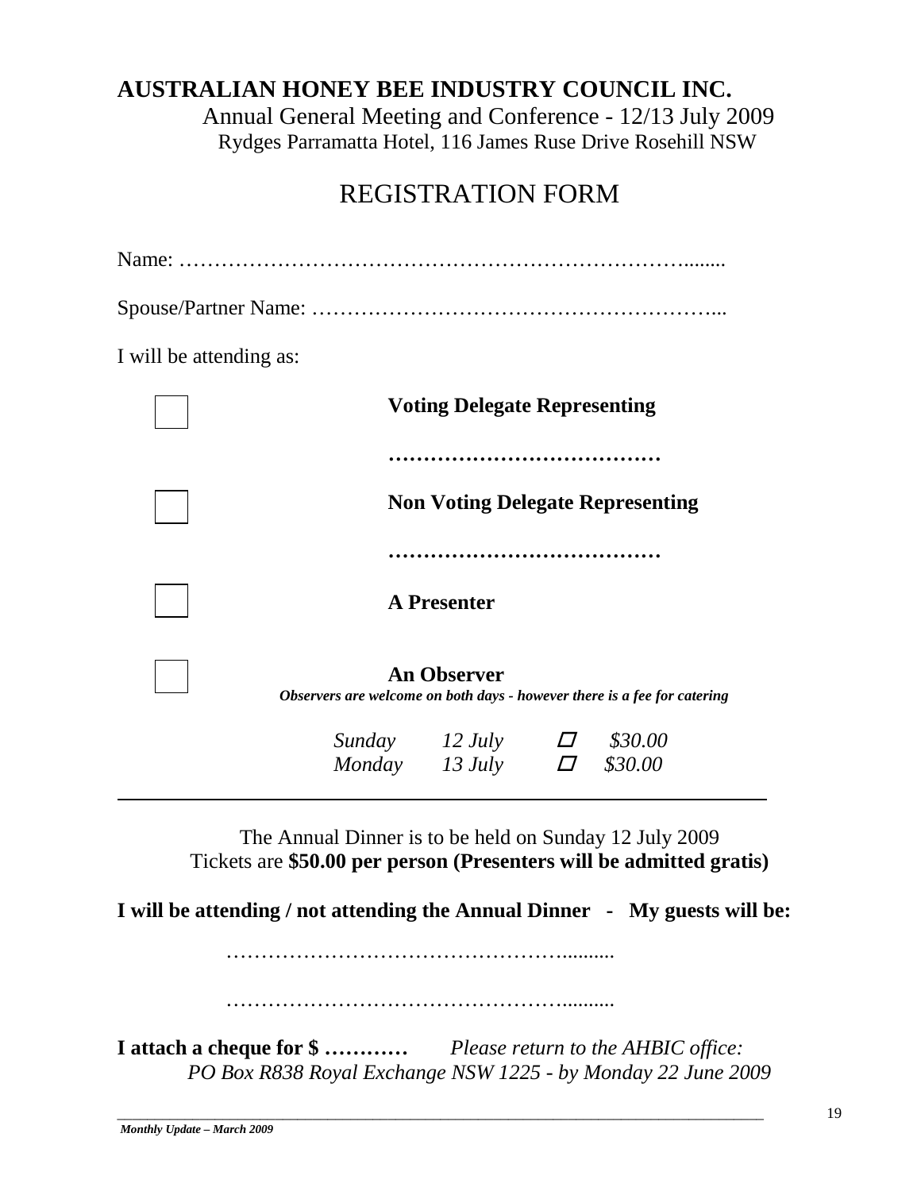# AUSTRALIAN HONEY BEE INDUSTRY COUNCIL INC.

Annual General Meeting and Conference - 12/13 July 2009

Rydges Parramatta Hotel, 116 James Ruse Drive Rosehill NSW

## REGISTRATION FORM

Name: ……………………………………………………………….......

Spouse/Partner Name: ………………………………………………...

I will be attending as:

☐ **Voting Delegate Representing**

**…………………………………**

☐ **Non Voting Delegate Representing**

**…………………………………**

☐ **A Presenter**

☐ **An Observer**

***Observers are welcome on both days - however there is a fee for catering***

| | | | |
|---|---|---|---|
| *Sunday* | *12 July* | ☐ | *$30.00* |
| *Monday* | *13 July* | ☐ | *$30.00* |

---

The Annual Dinner is to be held on Sunday 12 July 2009

Tickets are **$50.00 per person (Presenters will be admitted gratis)**

**I will be attending / not attending the Annual Dinner - My guests will be:**

……………………………………………..........

……………………………………………..........

**I attach a cheque for $ …………** *Please return to the AHBIC office: PO Box R838 Royal Exchange NSW 1225 - by Monday 22 June 2009*